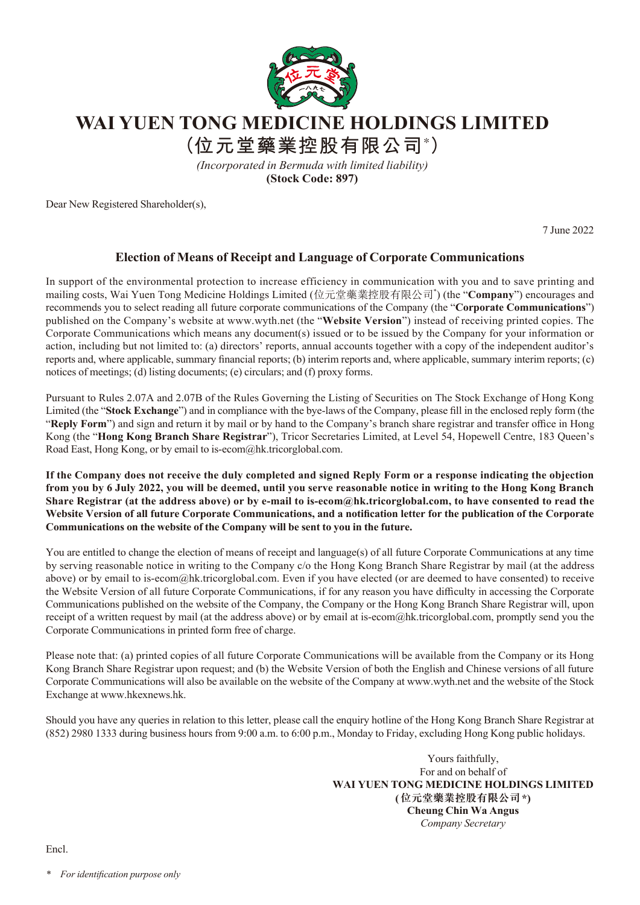# WAI YUEN TONG MEDICINE HOLDINGS LIMITED

## (位元堂藥業控股有限公司*)

*(Incorporated in Bermuda with limited liability)*

**(Stock Code: 897)**

Dear New Registered Shareholder(s),

7 June 2022

### Election of Means of Receipt and Language of Corporate Communications

In support of the environmental protection to increase efficiency in communication with you and to save printing and mailing costs, Wai Yuen Tong Medicine Holdings Limited (位元堂藥業控股有限公司*) (the "**Company**") encourages and recommends you to select reading all future corporate communications of the Company (the "**Corporate Communications**") published on the Company's website at www.wyth.net (the "**Website Version**") instead of receiving printed copies. The Corporate Communications which means any document(s) issued or to be issued by the Company for your information or action, including but not limited to: (a) directors' reports, annual accounts together with a copy of the independent auditor's reports and, where applicable, summary financial reports; (b) interim reports and, where applicable, summary interim reports; (c) notices of meetings; (d) listing documents; (e) circulars; and (f) proxy forms.

Pursuant to Rules 2.07A and 2.07B of the Rules Governing the Listing of Securities on The Stock Exchange of Hong Kong Limited (the "**Stock Exchange**") and in compliance with the bye-laws of the Company, please fill in the enclosed reply form (the "**Reply Form**") and sign and return it by mail or by hand to the Company's branch share registrar and transfer office in Hong Kong (the "**Hong Kong Branch Share Registrar**"), Tricor Secretaries Limited, at Level 54, Hopewell Centre, 183 Queen's Road East, Hong Kong, or by email to is-ecom@hk.tricorglobal.com.

**If the Company does not receive the duly completed and signed Reply Form or a response indicating the objection from you by 6 July 2022, you will be deemed, until you serve reasonable notice in writing to the Hong Kong Branch Share Registrar (at the address above) or by e-mail to is-ecom@hk.tricorglobal.com, to have consented to read the Website Version of all future Corporate Communications, and a notification letter for the publication of the Corporate Communications on the website of the Company will be sent to you in the future.**

You are entitled to change the election of means of receipt and language(s) of all future Corporate Communications at any time by serving reasonable notice in writing to the Company c/o the Hong Kong Branch Share Registrar by mail (at the address above) or by email to is-ecom@hk.tricorglobal.com. Even if you have elected (or are deemed to have consented) to receive the Website Version of all future Corporate Communications, if for any reason you have difficulty in accessing the Corporate Communications published on the website of the Company, the Company or the Hong Kong Branch Share Registrar will, upon receipt of a written request by mail (at the address above) or by email at is-ecom@hk.tricorglobal.com, promptly send you the Corporate Communications in printed form free of charge.

Please note that: (a) printed copies of all future Corporate Communications will be available from the Company or its Hong Kong Branch Share Registrar upon request; and (b) the Website Version of both the English and Chinese versions of all future Corporate Communications will also be available on the website of the Company at www.wyth.net and the website of the Stock Exchange at www.hkexnews.hk.

Should you have any queries in relation to this letter, please call the enquiry hotline of the Hong Kong Branch Share Registrar at (852) 2980 1333 during business hours from 9:00 a.m. to 6:00 p.m., Monday to Friday, excluding Hong Kong public holidays.

Yours faithfully,
For and on behalf of
**WAI YUEN TONG MEDICINE HOLDINGS LIMITED**
**(位元堂藥業控股有限公司*)**
**Cheung Chin Wa Angus**
*Company Secretary*

Encl.

\* *For identification purpose only*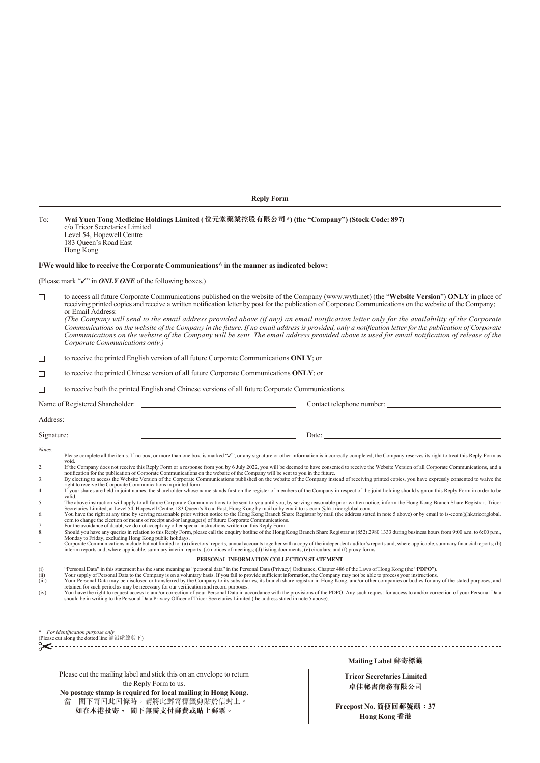## Reply Form

To: **Wai Yuen Tong Medicine Holdings Limited (位元堂藥業控股有限公司*) (the "Company") (Stock Code: 897)**
c/o Tricor Secretaries Limited
Level 54, Hopewell Centre
183 Queen's Road East
Hong Kong

**I/We would like to receive the Corporate Communications^ in the manner as indicated below:**

(Please mark "✓" in ***ONLY ONE*** of the following boxes.)

☐ to access all future Corporate Communications published on the website of the Company (www.wyth.net) (the "**Website Version**") **ONLY** in place of receiving printed copies and receive a written notification letter by post for the publication of Corporate Communications on the website of the Company; or Email Address: ____________________
*(The Company will send to the email address provided above (if any) an email notification letter only for the availability of the Corporate Communications on the website of the Company in the future. If no email address is provided, only a notification letter for the publication of Corporate Communications on the website of the Company will be sent. The email address provided above is used for email notification of release of the Corporate Communications only.)*

☐ to receive the printed English version of all future Corporate Communications **ONLY**; or

☐ to receive the printed Chinese version of all future Corporate Communications **ONLY**; or

☐ to receive both the printed English and Chinese versions of all future Corporate Communications.

Name of Registered Shareholder: ____________________ Contact telephone number: ____________________

Address: ____________________

Signature: ____________________ Date: ____________________

*Notes:*

1. Please complete all the items. If no box, or more than one box, is marked "✓", or any signature or other information is incorrectly completed, the Company reserves its right to treat this Reply Form as void.
2. If the Company does not receive this Reply Form or a response from you by 6 July 2022, you will be deemed to have consented to receive the Website Version of all Corporate Communications, and a notification for the publication of Corporate Communications on the website of the Company will be sent to you in the future.
3. By electing to access the Website Version of the Corporate Communications published on the website of the Company instead of receiving printed copies, you have expressly consented to waive the right to receive the Corporate Communications in printed form.
4. If your shares are held in joint names, the shareholder whose name stands first on the register of members of the Company in respect of the joint holding should sign on this Reply Form in order to be valid.
5. The above instruction will apply to all future Corporate Communications to be sent to you until you, by serving reasonable prior written notice, inform the Hong Kong Branch Share Registrar, Tricor Secretaries Limited, at Level 54, Hopewell Centre, 183 Queen's Road East, Hong Kong by mail or by email to is-ecom@hk.tricorglobal.com.
6. You have the right at any time by serving reasonable prior written notice to the Hong Kong Branch Share Registrar by mail (the address stated in note 5 above) or by email to is-ecom@hk.tricorglobal.com to change the election of means of receipt and/or language(s) of future Corporate Communications.
7. For the avoidance of doubt, we do not accept any other special instructions written on this Reply Form.
8. Should you have any queries in relation to this Reply Form, please call the enquiry hotline of the Hong Kong Branch Share Registrar at (852) 2980 1333 during business hours from 9:00 a.m. to 6:00 p.m., Monday to Friday, excluding Hong Kong public holidays.

^ Corporate Communications include but not limited to: (a) directors' reports, annual accounts together with a copy of the independent auditor's reports and, where applicable, summary financial reports; (b) interim reports and, where applicable, summary interim reports; (c) notices of meetings; (d) listing documents; (e) circulars; and (f) proxy forms.

**PERSONAL INFORMATION COLLECTION STATEMENT**

(i) "Personal Data" in this statement has the same meaning as "personal data" in the Personal Data (Privacy) Ordinance, Chapter 486 of the Laws of Hong Kong (the "**PDPO**").
(ii) Your supply of Personal Data to the Company is on a voluntary basis. If you fail to provide sufficient information, the Company may not be able to process your instructions.
(iii) Your Personal Data may be disclosed or transferred by the Company to its subsidiaries, its branch share registrar in Hong Kong, and/or other companies or bodies for any of the stated purposes, and retained for such period as may be necessary for our verification and record purposes.
(iv) You have the right to request access to and/or correction of your Personal Data in accordance with the provisions of the PDPO. Any such request for access to and/or correction of your Personal Data should be in writing to the Personal Data Privacy Officer of Tricor Secretaries Limited (the address stated in note 5 above).

\* *For identification purpose only*
(Please cut along the dotted line 請沿虛線剪下)

Please cut the mailing label and stick this on an envelope to return the Reply Form to us.
**No postage stamp is required for local mailing in Hong Kong.**
當　閣下寄回此回條時，請將此郵寄標籤剪貼於信封上。
**如在本港投寄，　閣下無需支付郵費或貼上郵票。**

**Mailing Label 郵寄標籤**

**Tricor Secretaries Limited**
**卓佳秘書商務有限公司**

**Freepost No. 簡便回郵號碼：37**
**Hong Kong 香港**